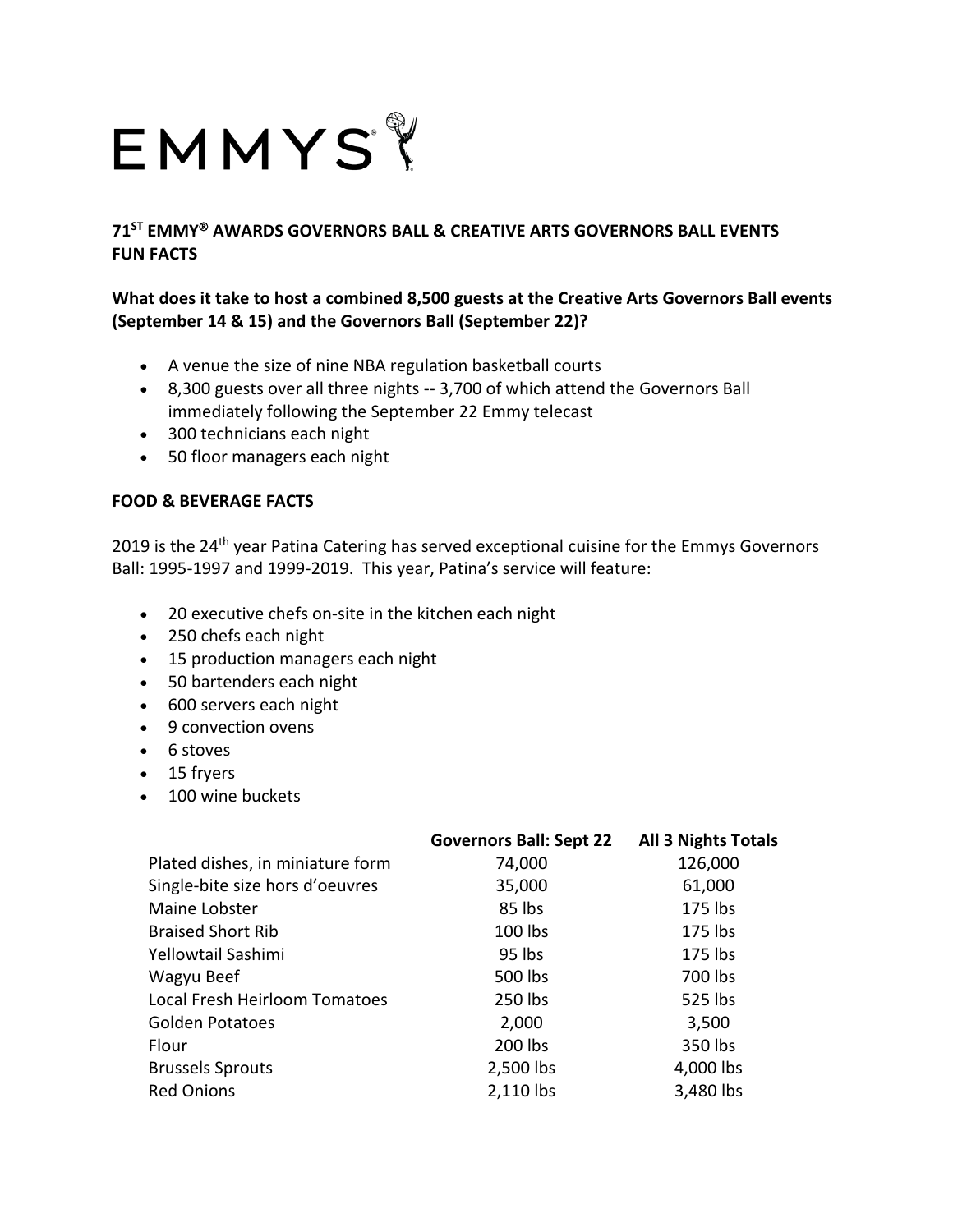# EMMYS

## 71ST EMMY® AWARDS GOVERNORS BALL & CREATIVE ARTS GOVERNORS BALL EVENTS FUN FACTS

**What does it take to host a combined 8,500 guests at the Creative Arts Governors Ball events (September 14 & 15) and the Governors Ball (September 22)?**

- A venue the size of nine NBA regulation basketball courts
- 8,300 guests over all three nights -- 3,700 of which attend the Governors Ball immediately following the September 22 Emmy telecast
- 300 technicians each night
- 50 floor managers each night

### FOOD & BEVERAGE FACTS

2019 is the 24th year Patina Catering has served exceptional cuisine for the Emmys Governors Ball: 1995-1997 and 1999-2019. This year, Patina's service will feature:

- 20 executive chefs on-site in the kitchen each night
- 250 chefs each night
- 15 production managers each night
- 50 bartenders each night
- 600 servers each night
- 9 convection ovens
- 6 stoves
- 15 fryers
- 100 wine buckets

| | Governors Ball: Sept 22 | All 3 Nights Totals |
|---|---|---|
| Plated dishes, in miniature form | 74,000 | 126,000 |
| Single-bite size hors d'oeuvres | 35,000 | 61,000 |
| Maine Lobster | 85 lbs | 175 lbs |
| Braised Short Rib | 100 lbs | 175 lbs |
| Yellowtail Sashimi | 95 lbs | 175 lbs |
| Wagyu Beef | 500 lbs | 700 lbs |
| Local Fresh Heirloom Tomatoes | 250 lbs | 525 lbs |
| Golden Potatoes | 2,000 | 3,500 |
| Flour | 200 lbs | 350 lbs |
| Brussels Sprouts | 2,500 lbs | 4,000 lbs |
| Red Onions | 2,110 lbs | 3,480 lbs |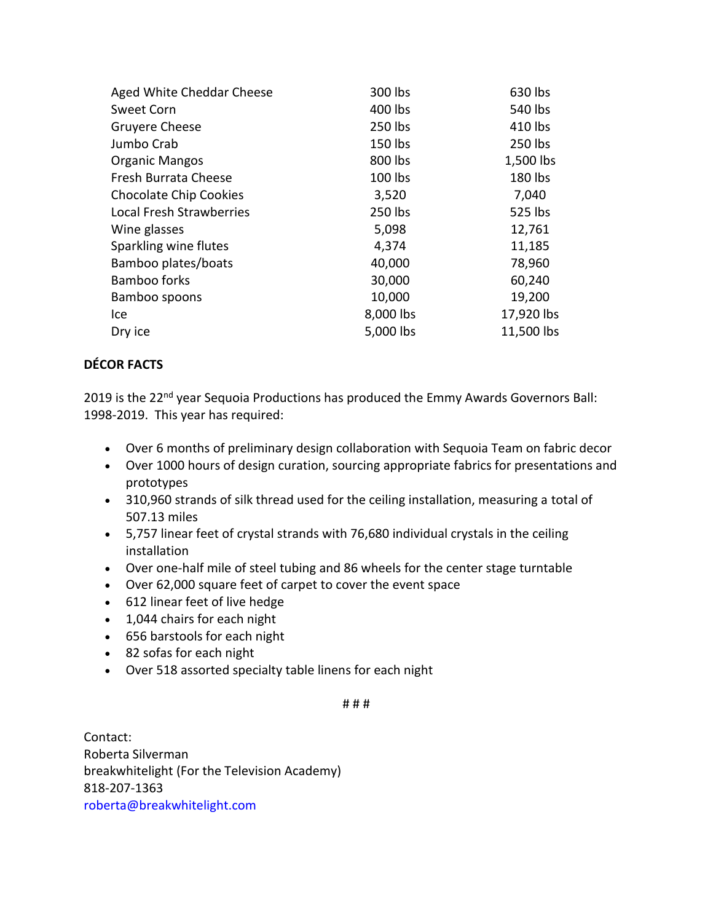| | | |
|---|---|---|
| Aged White Cheddar Cheese | 300 lbs | 630 lbs |
| Sweet Corn | 400 lbs | 540 lbs |
| Gruyere Cheese | 250 lbs | 410 lbs |
| Jumbo Crab | 150 lbs | 250 lbs |
| Organic Mangos | 800 lbs | 1,500 lbs |
| Fresh Burrata Cheese | 100 lbs | 180 lbs |
| Chocolate Chip Cookies | 3,520 | 7,040 |
| Local Fresh Strawberries | 250 lbs | 525 lbs |
| Wine glasses | 5,098 | 12,761 |
| Sparkling wine flutes | 4,374 | 11,185 |
| Bamboo plates/boats | 40,000 | 78,960 |
| Bamboo forks | 30,000 | 60,240 |
| Bamboo spoons | 10,000 | 19,200 |
| Ice | 8,000 lbs | 17,920 lbs |
| Dry ice | 5,000 lbs | 11,500 lbs |

**DÉCOR FACTS**

2019 is the 22nd year Sequoia Productions has produced the Emmy Awards Governors Ball: 1998-2019. This year has required:

- Over 6 months of preliminary design collaboration with Sequoia Team on fabric decor
- Over 1000 hours of design curation, sourcing appropriate fabrics for presentations and prototypes
- 310,960 strands of silk thread used for the ceiling installation, measuring a total of 507.13 miles
- 5,757 linear feet of crystal strands with 76,680 individual crystals in the ceiling installation
- Over one-half mile of steel tubing and 86 wheels for the center stage turntable
- Over 62,000 square feet of carpet to cover the event space
- 612 linear feet of live hedge
- 1,044 chairs for each night
- 656 barstools for each night
- 82 sofas for each night
- Over 518 assorted specialty table linens for each night

# # #

Contact:
Roberta Silverman
breakwhitelight (For the Television Academy)
818-207-1363
roberta@breakwhitelight.com